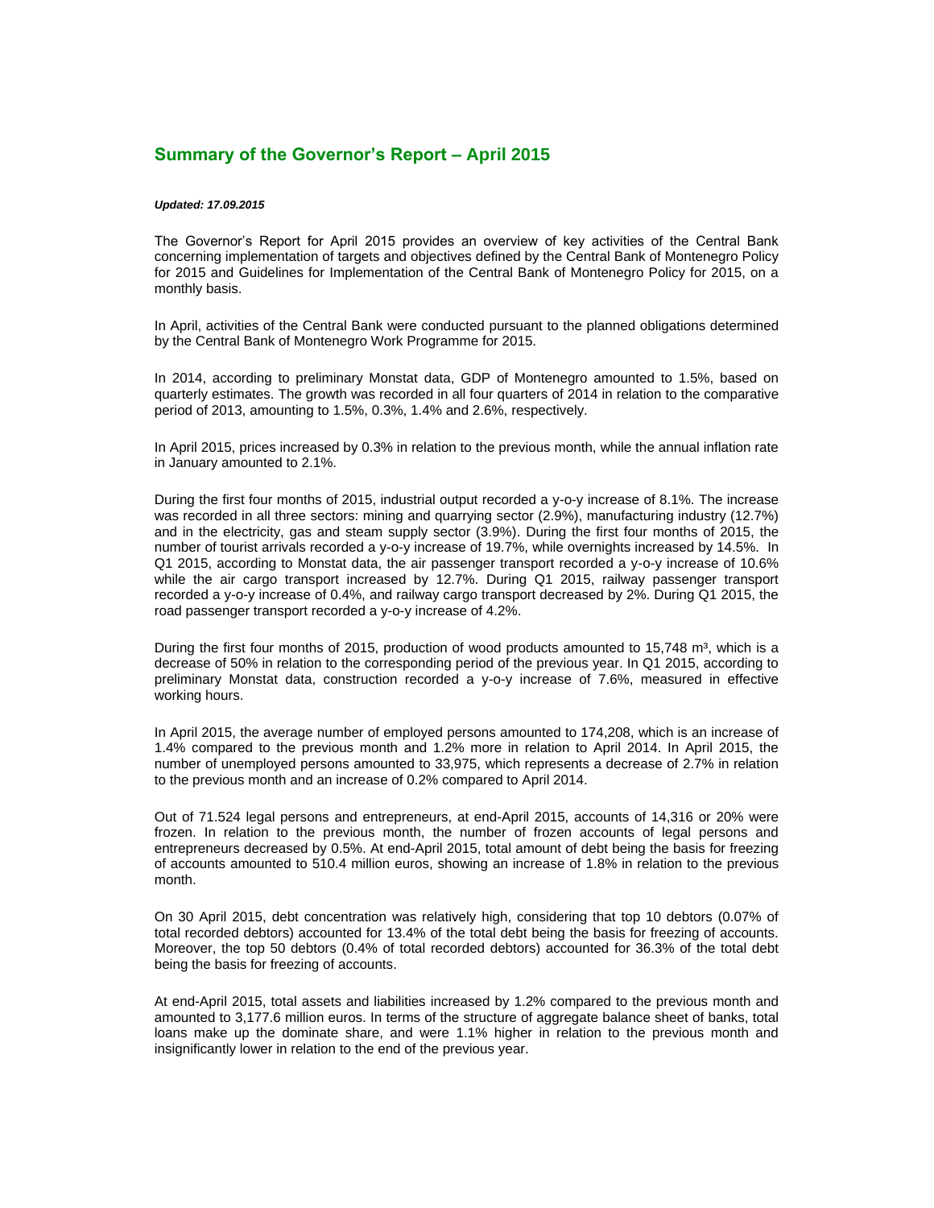## Summary of the Governor's Report – April 2015

***Updated: 17.09.2015***

The Governor's Report for April 2015 provides an overview of key activities of the Central Bank concerning implementation of targets and objectives defined by the Central Bank of Montenegro Policy for 2015 and Guidelines for Implementation of the Central Bank of Montenegro Policy for 2015, on a monthly basis.

In April, activities of the Central Bank were conducted pursuant to the planned obligations determined by the Central Bank of Montenegro Work Programme for 2015.

In 2014, according to preliminary Monstat data, GDP of Montenegro amounted to 1.5%, based on quarterly estimates. The growth was recorded in all four quarters of 2014 in relation to the comparative period of 2013, amounting to 1.5%, 0.3%, 1.4% and 2.6%, respectively.

In April 2015, prices increased by 0.3% in relation to the previous month, while the annual inflation rate in January amounted to 2.1%.

During the first four months of 2015, industrial output recorded a y-o-y increase of 8.1%. The increase was recorded in all three sectors: mining and quarrying sector (2.9%), manufacturing industry (12.7%) and in the electricity, gas and steam supply sector (3.9%). During the first four months of 2015, the number of tourist arrivals recorded a y-o-y increase of 19.7%, while overnights increased by 14.5%. In Q1 2015, according to Monstat data, the air passenger transport recorded a y-o-y increase of 10.6% while the air cargo transport increased by 12.7%. During Q1 2015, railway passenger transport recorded a y-o-y increase of 0.4%, and railway cargo transport decreased by 2%. During Q1 2015, the road passenger transport recorded a y-o-y increase of 4.2%.

During the first four months of 2015, production of wood products amounted to 15,748 $m^3$, which is a decrease of 50% in relation to the corresponding period of the previous year. In Q1 2015, according to preliminary Monstat data, construction recorded a y-o-y increase of 7.6%, measured in effective working hours.

In April 2015, the average number of employed persons amounted to 174,208, which is an increase of 1.4% compared to the previous month and 1.2% more in relation to April 2014. In April 2015, the number of unemployed persons amounted to 33,975, which represents a decrease of 2.7% in relation to the previous month and an increase of 0.2% compared to April 2014.

Out of 71.524 legal persons and entrepreneurs, at end-April 2015, accounts of 14,316 or 20% were frozen. In relation to the previous month, the number of frozen accounts of legal persons and entrepreneurs decreased by 0.5%. At end-April 2015, total amount of debt being the basis for freezing of accounts amounted to 510.4 million euros, showing an increase of 1.8% in relation to the previous month.

On 30 April 2015, debt concentration was relatively high, considering that top 10 debtors (0.07% of total recorded debtors) accounted for 13.4% of the total debt being the basis for freezing of accounts. Moreover, the top 50 debtors (0.4% of total recorded debtors) accounted for 36.3% of the total debt being the basis for freezing of accounts.

At end-April 2015, total assets and liabilities increased by 1.2% compared to the previous month and amounted to 3,177.6 million euros. In terms of the structure of aggregate balance sheet of banks, total loans make up the dominate share, and were 1.1% higher in relation to the previous month and insignificantly lower in relation to the end of the previous year.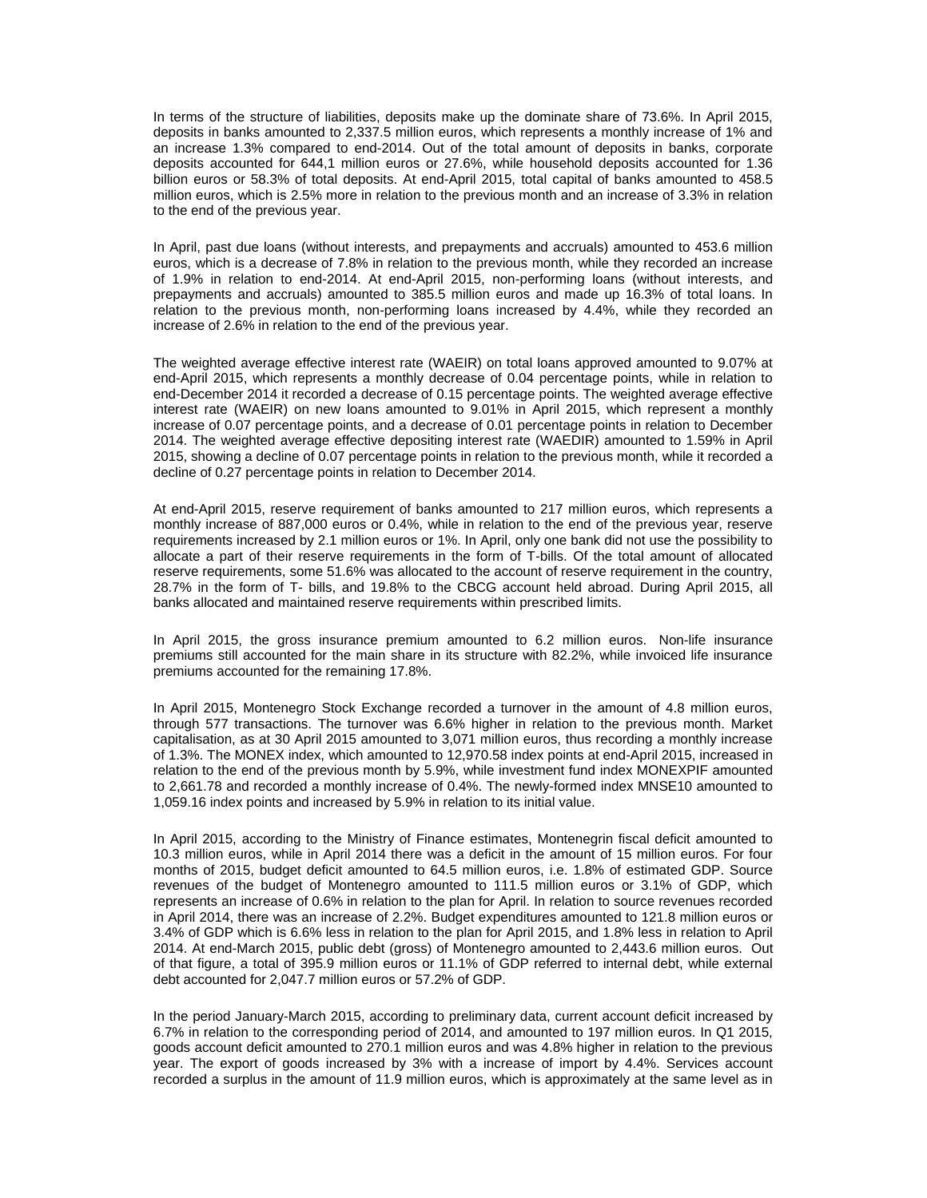In terms of the structure of liabilities, deposits make up the dominate share of 73.6%. In April 2015, deposits in banks amounted to 2,337.5 million euros, which represents a monthly increase of 1% and an increase 1.3% compared to end-2014. Out of the total amount of deposits in banks, corporate deposits accounted for 644,1 million euros or 27.6%, while household deposits accounted for 1.36 billion euros or 58.3% of total deposits. At end-April 2015, total capital of banks amounted to 458.5 million euros, which is 2.5% more in relation to the previous month and an increase of 3.3% in relation to the end of the previous year.

In April, past due loans (without interests, and prepayments and accruals) amounted to 453.6 million euros, which is a decrease of 7.8% in relation to the previous month, while they recorded an increase of 1.9% in relation to end-2014. At end-April 2015, non-performing loans (without interests, and prepayments and accruals) amounted to 385.5 million euros and made up 16.3% of total loans. In relation to the previous month, non-performing loans increased by 4.4%, while they recorded an increase of 2.6% in relation to the end of the previous year.

The weighted average effective interest rate (WAEIR) on total loans approved amounted to 9.07% at end-April 2015, which represents a monthly decrease of 0.04 percentage points, while in relation to end-December 2014 it recorded a decrease of 0.15 percentage points. The weighted average effective interest rate (WAEIR) on new loans amounted to 9.01% in April 2015, which represent a monthly increase of 0.07 percentage points, and a decrease of 0.01 percentage points in relation to December 2014. The weighted average effective depositing interest rate (WAEDIR) amounted to 1.59% in April 2015, showing a decline of 0.07 percentage points in relation to the previous month, while it recorded a decline of 0.27 percentage points in relation to December 2014.

At end-April 2015, reserve requirement of banks amounted to 217 million euros, which represents a monthly increase of 887,000 euros or 0.4%, while in relation to the end of the previous year, reserve requirements increased by 2.1 million euros or 1%. In April, only one bank did not use the possibility to allocate a part of their reserve requirements in the form of T-bills. Of the total amount of allocated reserve requirements, some 51.6% was allocated to the account of reserve requirement in the country, 28.7% in the form of T- bills, and 19.8% to the CBCG account held abroad. During April 2015, all banks allocated and maintained reserve requirements within prescribed limits.

In April 2015, the gross insurance premium amounted to 6.2 million euros. Non-life insurance premiums still accounted for the main share in its structure with 82.2%, while invoiced life insurance premiums accounted for the remaining 17.8%.

In April 2015, Montenegro Stock Exchange recorded a turnover in the amount of 4.8 million euros, through 577 transactions. The turnover was 6.6% higher in relation to the previous month. Market capitalisation, as at 30 April 2015 amounted to 3,071 million euros, thus recording a monthly increase of 1.3%. The MONEX index, which amounted to 12,970.58 index points at end-April 2015, increased in relation to the end of the previous month by 5.9%, while investment fund index MONEXPIF amounted to 2,661.78 and recorded a monthly increase of 0.4%. The newly-formed index MNSE10 amounted to 1,059.16 index points and increased by 5.9% in relation to its initial value.

In April 2015, according to the Ministry of Finance estimates, Montenegrin fiscal deficit amounted to 10.3 million euros, while in April 2014 there was a deficit in the amount of 15 million euros. For four months of 2015, budget deficit amounted to 64.5 million euros, i.e. 1.8% of estimated GDP. Source revenues of the budget of Montenegro amounted to 111.5 million euros or 3.1% of GDP, which represents an increase of 0.6% in relation to the plan for April. In relation to source revenues recorded in April 2014, there was an increase of 2.2%. Budget expenditures amounted to 121.8 million euros or 3.4% of GDP which is 6.6% less in relation to the plan for April 2015, and 1.8% less in relation to April 2014. At end-March 2015, public debt (gross) of Montenegro amounted to 2,443.6 million euros. Out of that figure, a total of 395.9 million euros or 11.1% of GDP referred to internal debt, while external debt accounted for 2,047.7 million euros or 57.2% of GDP.

In the period January-March 2015, according to preliminary data, current account deficit increased by 6.7% in relation to the corresponding period of 2014, and amounted to 197 million euros. In Q1 2015, goods account deficit amounted to 270.1 million euros and was 4.8% higher in relation to the previous year. The export of goods increased by 3% with a increase of import by 4.4%. Services account recorded a surplus in the amount of 11.9 million euros, which is approximately at the same level as in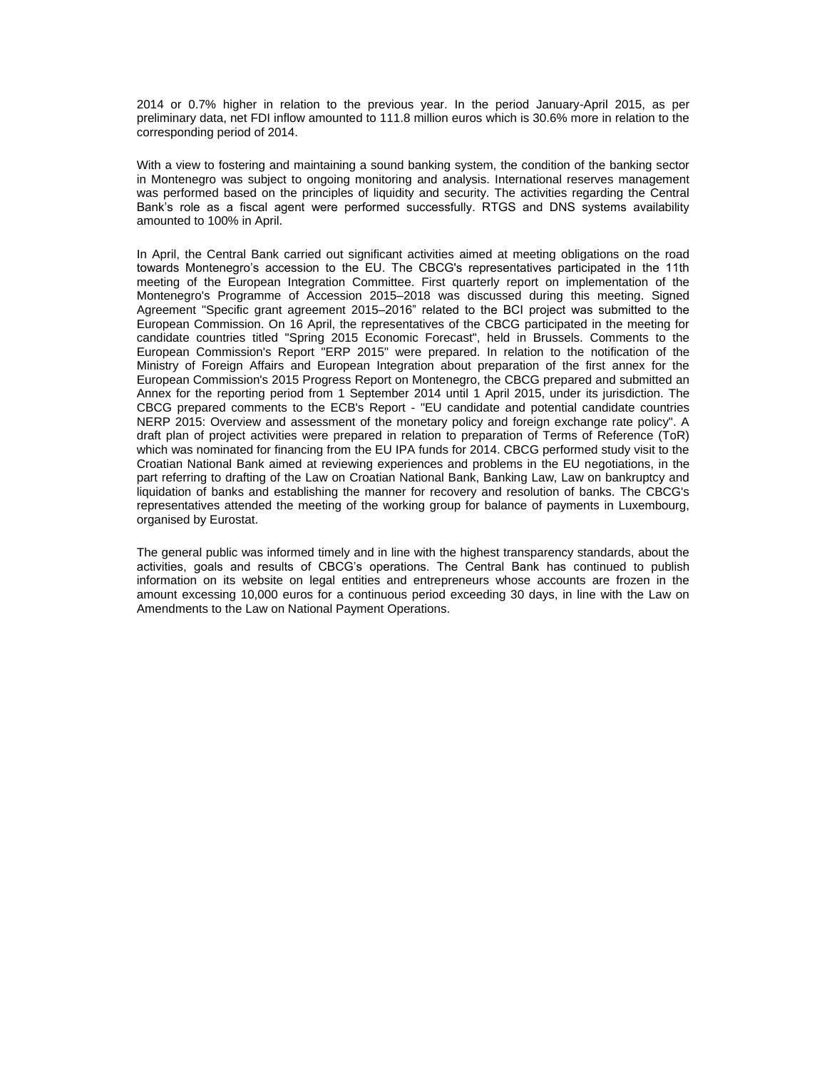2014 or 0.7% higher in relation to the previous year. In the period January-April 2015, as per preliminary data, net FDI inflow amounted to 111.8 million euros which is 30.6% more in relation to the corresponding period of 2014.

With a view to fostering and maintaining a sound banking system, the condition of the banking sector in Montenegro was subject to ongoing monitoring and analysis. International reserves management was performed based on the principles of liquidity and security. The activities regarding the Central Bank's role as a fiscal agent were performed successfully. RTGS and DNS systems availability amounted to 100% in April.

In April, the Central Bank carried out significant activities aimed at meeting obligations on the road towards Montenegro's accession to the EU. The CBCG's representatives participated in the 11th meeting of the European Integration Committee. First quarterly report on implementation of the Montenegro's Programme of Accession 2015–2018 was discussed during this meeting. Signed Agreement "Specific grant agreement 2015–2016" related to the BCI project was submitted to the European Commission. On 16 April, the representatives of the CBCG participated in the meeting for candidate countries titled "Spring 2015 Economic Forecast", held in Brussels. Comments to the European Commission's Report "ERP 2015" were prepared. In relation to the notification of the Ministry of Foreign Affairs and European Integration about preparation of the first annex for the European Commission's 2015 Progress Report on Montenegro, the CBCG prepared and submitted an Annex for the reporting period from 1 September 2014 until 1 April 2015, under its jurisdiction. The CBCG prepared comments to the ECB's Report - "EU candidate and potential candidate countries NERP 2015: Overview and assessment of the monetary policy and foreign exchange rate policy". A draft plan of project activities were prepared in relation to preparation of Terms of Reference (ToR) which was nominated for financing from the EU IPA funds for 2014. CBCG performed study visit to the Croatian National Bank aimed at reviewing experiences and problems in the EU negotiations, in the part referring to drafting of the Law on Croatian National Bank, Banking Law, Law on bankruptcy and liquidation of banks and establishing the manner for recovery and resolution of banks. The CBCG's representatives attended the meeting of the working group for balance of payments in Luxembourg, organised by Eurostat.

The general public was informed timely and in line with the highest transparency standards, about the activities, goals and results of CBCG's operations. The Central Bank has continued to publish information on its website on legal entities and entrepreneurs whose accounts are frozen in the amount excessing 10,000 euros for a continuous period exceeding 30 days, in line with the Law on Amendments to the Law on National Payment Operations.